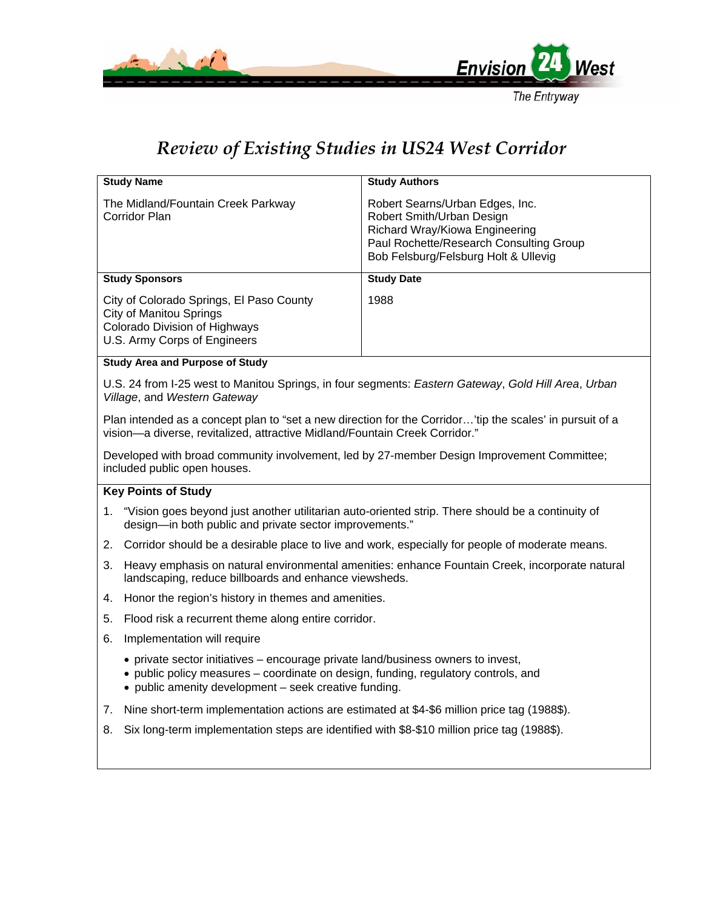# Review of Existing Studies in US24 West Corridor

| Study Name | Study Authors |
|---|---|
| The Midland/Fountain Creek Parkway Corridor Plan | Robert Searns/Urban Edges, Inc.<br>Robert Smith/Urban Design<br>Richard Wray/Kiowa Engineering<br>Paul Rochette/Research Consulting Group<br>Bob Felsburg/Felsburg Holt & Ullevig |
| **Study Sponsors** | **Study Date** |
| City of Colorado Springs, El Paso County<br>City of Manitou Springs<br>Colorado Division of Highways<br>U.S. Army Corps of Engineers | 1988 |

**Study Area and Purpose of Study**

U.S. 24 from I-25 west to Manitou Springs, in four segments: *Eastern Gateway*, *Gold Hill Area*, *Urban Village*, and *Western Gateway*

Plan intended as a concept plan to "set a new direction for the Corridor…'tip the scales' in pursuit of a vision—a diverse, revitalized, attractive Midland/Fountain Creek Corridor."

Developed with broad community involvement, led by 27-member Design Improvement Committee; included public open houses.

**Key Points of Study**

1. "Vision goes beyond just another utilitarian auto-oriented strip. There should be a continuity of design—in both public and private sector improvements."
2. Corridor should be a desirable place to live and work, especially for people of moderate means.
3. Heavy emphasis on natural environmental amenities: enhance Fountain Creek, incorporate natural landscaping, reduce billboards and enhance viewsheds.
4. Honor the region's history in themes and amenities.
5. Flood risk a recurrent theme along entire corridor.
6. Implementation will require
   - private sector initiatives – encourage private land/business owners to invest,
   - public policy measures – coordinate on design, funding, regulatory controls, and
   - public amenity development – seek creative funding.
7. Nine short-term implementation actions are estimated at $4-$6 million price tag (1988$).
8. Six long-term implementation steps are identified with $8-$10 million price tag (1988$).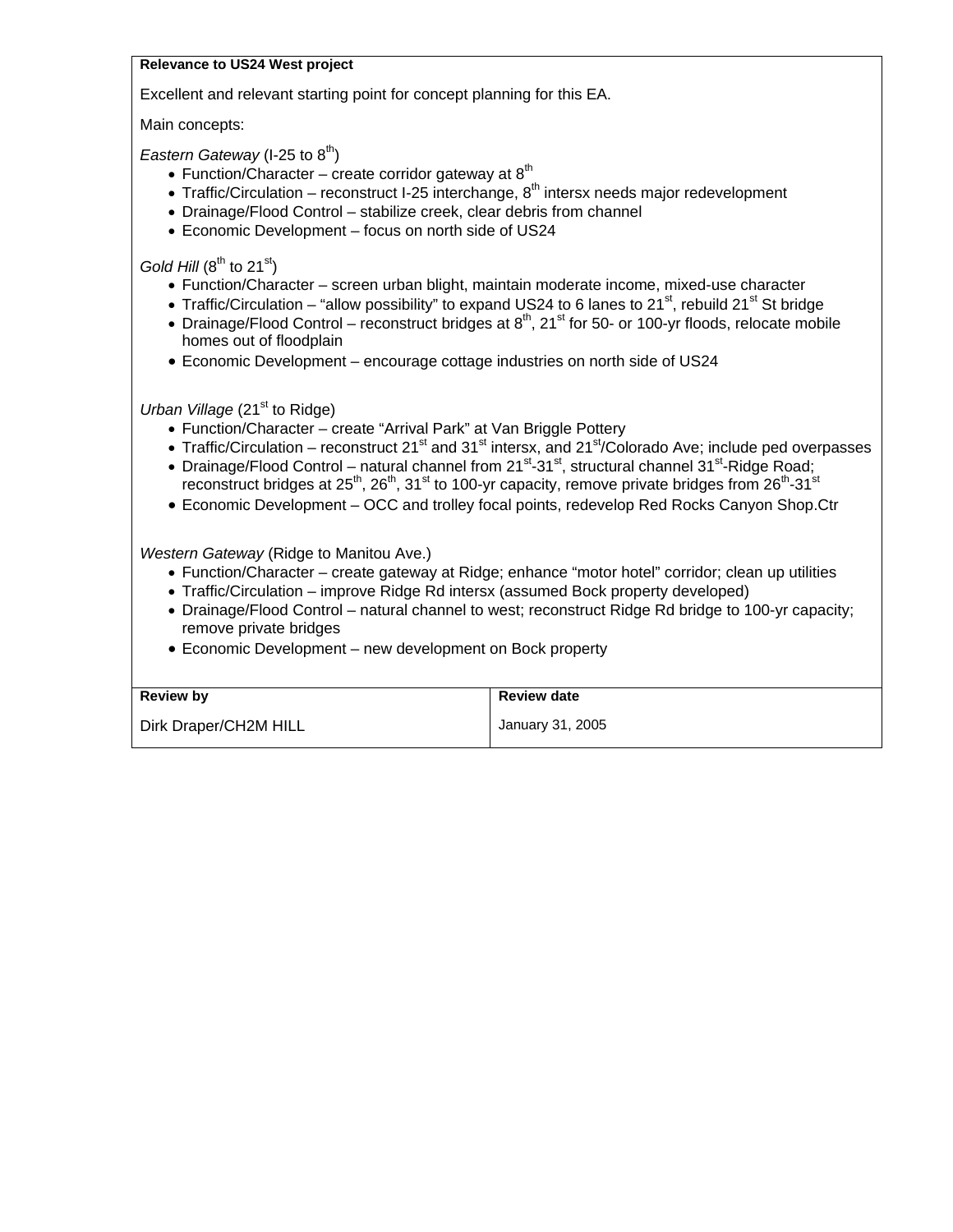**Relevance to US24 West project**

Excellent and relevant starting point for concept planning for this EA.

Main concepts:

*Eastern Gateway* (I-25 to 8th)

- Function/Character – create corridor gateway at 8th
- Traffic/Circulation – reconstruct I-25 interchange, 8th intersx needs major redevelopment
- Drainage/Flood Control – stabilize creek, clear debris from channel
- Economic Development – focus on north side of US24

*Gold Hill* (8th to 21st)

- Function/Character – screen urban blight, maintain moderate income, mixed-use character
- Traffic/Circulation – "allow possibility" to expand US24 to 6 lanes to 21st, rebuild 21st St bridge
- Drainage/Flood Control – reconstruct bridges at 8th, 21st for 50- or 100-yr floods, relocate mobile homes out of floodplain
- Economic Development – encourage cottage industries on north side of US24

*Urban Village* (21st to Ridge)

- Function/Character – create "Arrival Park" at Van Briggle Pottery
- Traffic/Circulation – reconstruct 21st and 31st intersx, and 21st/Colorado Ave; include ped overpasses
- Drainage/Flood Control – natural channel from 21st-31st, structural channel 31st-Ridge Road; reconstruct bridges at 25th, 26th, 31st to 100-yr capacity, remove private bridges from 26th-31st
- Economic Development – OCC and trolley focal points, redevelop Red Rocks Canyon Shop.Ctr

*Western Gateway* (Ridge to Manitou Ave.)

- Function/Character – create gateway at Ridge; enhance "motor hotel" corridor; clean up utilities
- Traffic/Circulation – improve Ridge Rd intersx (assumed Bock property developed)
- Drainage/Flood Control – natural channel to west; reconstruct Ridge Rd bridge to 100-yr capacity; remove private bridges
- Economic Development – new development on Bock property

| Review by | Review date |
|---|---|
| Dirk Draper/CH2M HILL | January 31, 2005 |